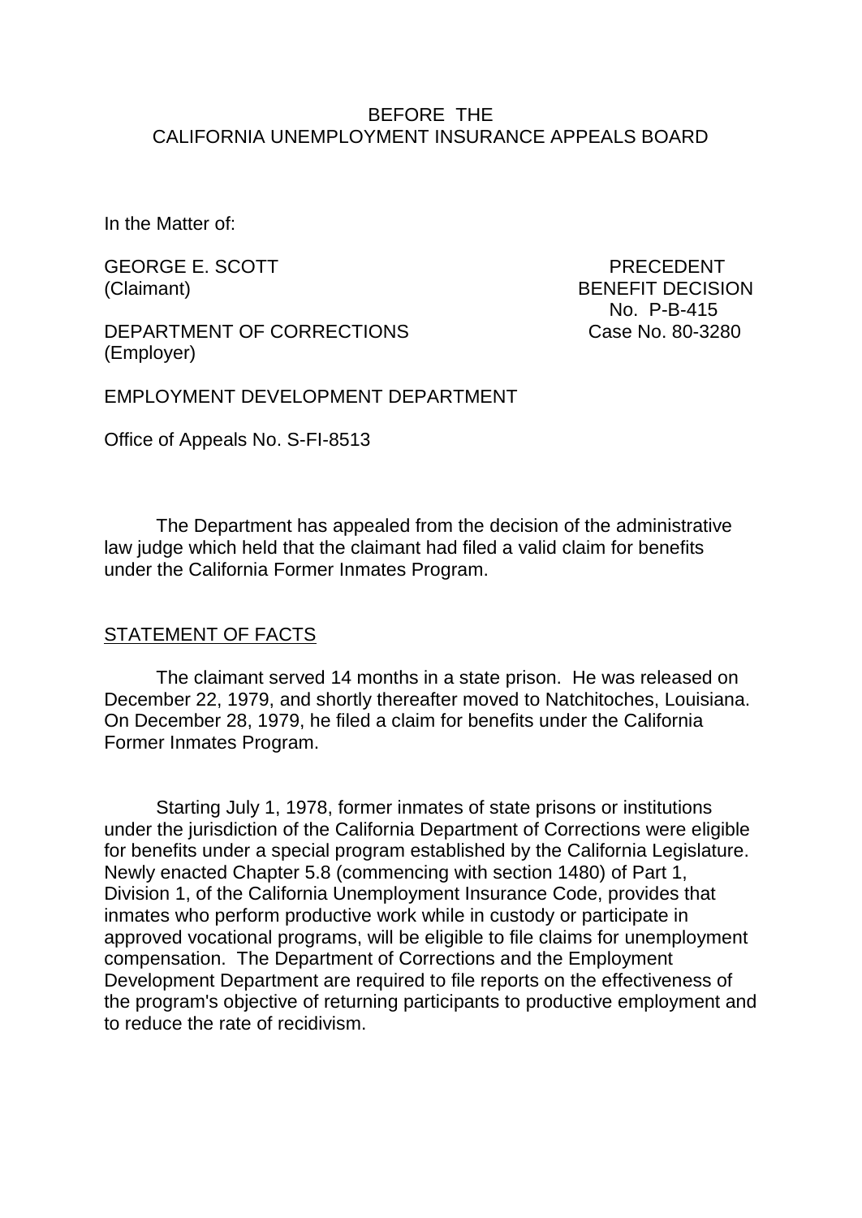BEFORE THE
CALIFORNIA UNEMPLOYMENT INSURANCE APPEALS BOARD

In the Matter of:

GEORGE E. SCOTT
(Claimant)

PRECEDENT
BENEFIT DECISION
No. P-B-415
Case No. 80-3280

DEPARTMENT OF CORRECTIONS
(Employer)

EMPLOYMENT DEVELOPMENT DEPARTMENT

Office of Appeals No. S-FI-8513

The Department has appealed from the decision of the administrative law judge which held that the claimant had filed a valid claim for benefits under the California Former Inmates Program.

## STATEMENT OF FACTS

The claimant served 14 months in a state prison. He was released on December 22, 1979, and shortly thereafter moved to Natchitoches, Louisiana. On December 28, 1979, he filed a claim for benefits under the California Former Inmates Program.

Starting July 1, 1978, former inmates of state prisons or institutions under the jurisdiction of the California Department of Corrections were eligible for benefits under a special program established by the California Legislature. Newly enacted Chapter 5.8 (commencing with section 1480) of Part 1, Division 1, of the California Unemployment Insurance Code, provides that inmates who perform productive work while in custody or participate in approved vocational programs, will be eligible to file claims for unemployment compensation. The Department of Corrections and the Employment Development Department are required to file reports on the effectiveness of the program's objective of returning participants to productive employment and to reduce the rate of recidivism.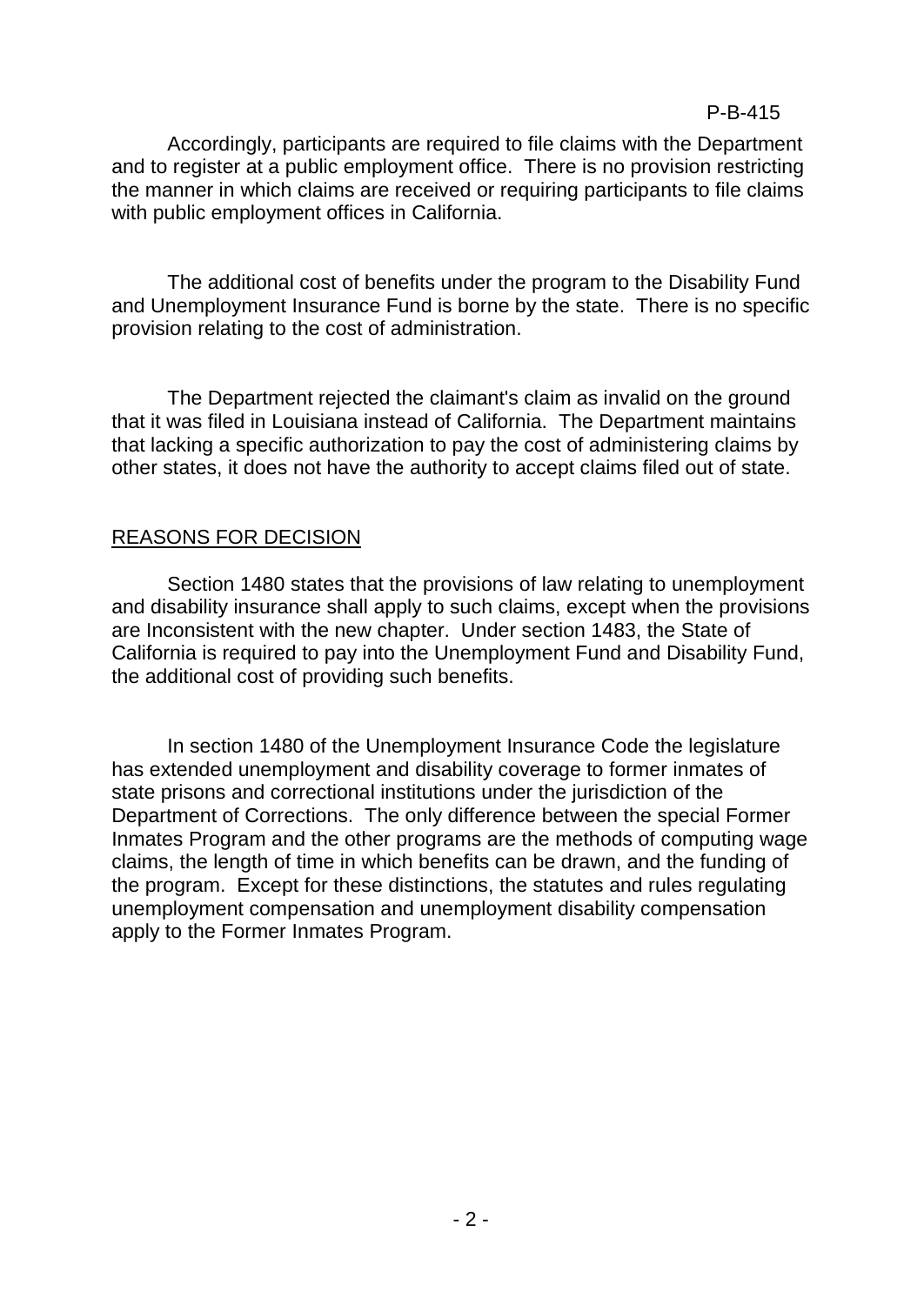Accordingly, participants are required to file claims with the Department and to register at a public employment office. There is no provision restricting the manner in which claims are received or requiring participants to file claims with public employment offices in California.

The additional cost of benefits under the program to the Disability Fund and Unemployment Insurance Fund is borne by the state. There is no specific provision relating to the cost of administration.

The Department rejected the claimant's claim as invalid on the ground that it was filed in Louisiana instead of California. The Department maintains that lacking a specific authorization to pay the cost of administering claims by other states, it does not have the authority to accept claims filed out of state.

## REASONS FOR DECISION

Section 1480 states that the provisions of law relating to unemployment and disability insurance shall apply to such claims, except when the provisions are Inconsistent with the new chapter. Under section 1483, the State of California is required to pay into the Unemployment Fund and Disability Fund, the additional cost of providing such benefits.

In section 1480 of the Unemployment Insurance Code the legislature has extended unemployment and disability coverage to former inmates of state prisons and correctional institutions under the jurisdiction of the Department of Corrections. The only difference between the special Former Inmates Program and the other programs are the methods of computing wage claims, the length of time in which benefits can be drawn, and the funding of the program. Except for these distinctions, the statutes and rules regulating unemployment compensation and unemployment disability compensation apply to the Former Inmates Program.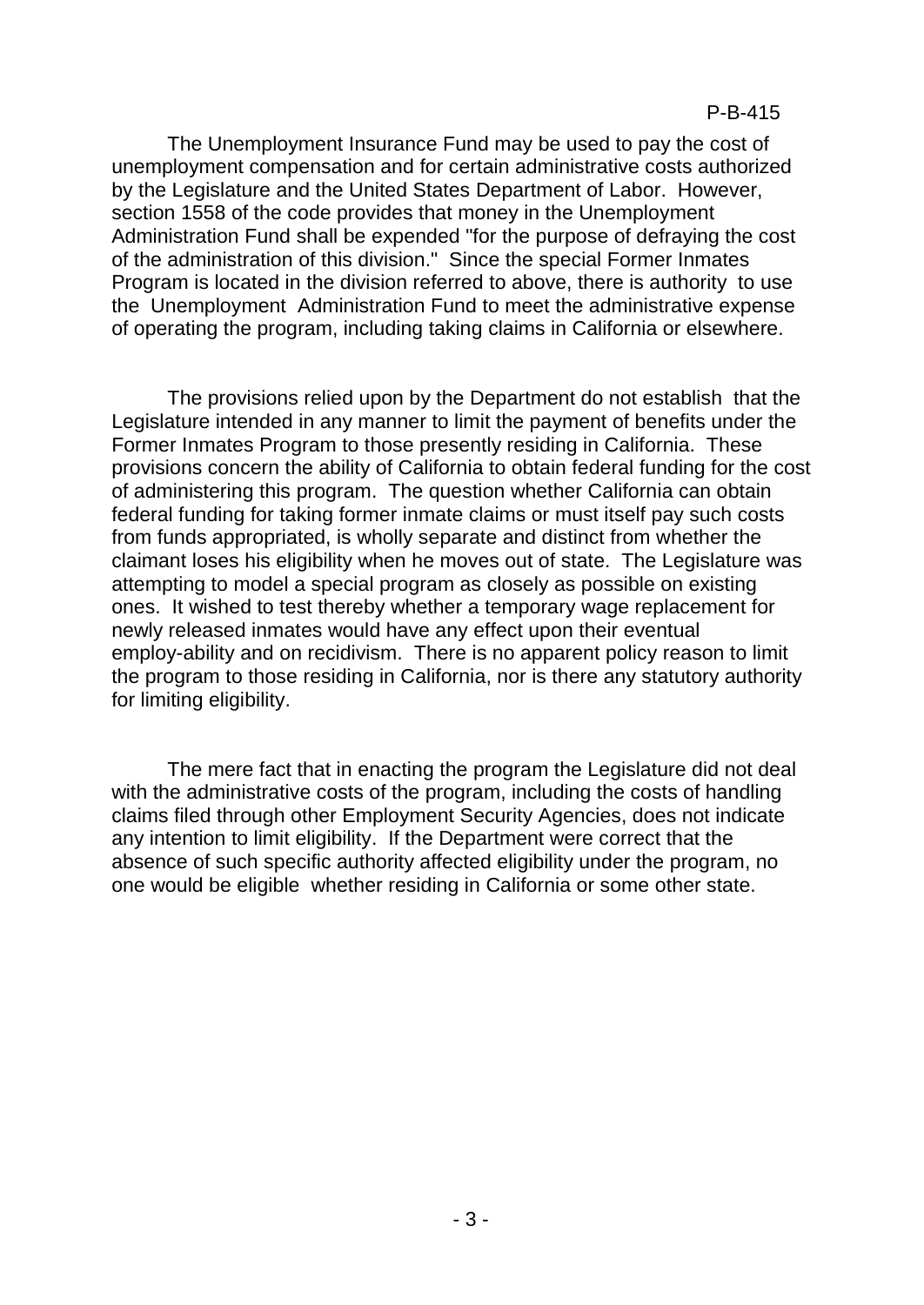The Unemployment Insurance Fund may be used to pay the cost of unemployment compensation and for certain administrative costs authorized by the Legislature and the United States Department of Labor. However, section 1558 of the code provides that money in the Unemployment Administration Fund shall be expended "for the purpose of defraying the cost of the administration of this division." Since the special Former Inmates Program is located in the division referred to above, there is authority to use the Unemployment Administration Fund to meet the administrative expense of operating the program, including taking claims in California or elsewhere.

The provisions relied upon by the Department do not establish that the Legislature intended in any manner to limit the payment of benefits under the Former Inmates Program to those presently residing in California. These provisions concern the ability of California to obtain federal funding for the cost of administering this program. The question whether California can obtain federal funding for taking former inmate claims or must itself pay such costs from funds appropriated, is wholly separate and distinct from whether the claimant loses his eligibility when he moves out of state. The Legislature was attempting to model a special program as closely as possible on existing ones. It wished to test thereby whether a temporary wage replacement for newly released inmates would have any effect upon their eventual employ-ability and on recidivism. There is no apparent policy reason to limit the program to those residing in California, nor is there any statutory authority for limiting eligibility.

The mere fact that in enacting the program the Legislature did not deal with the administrative costs of the program, including the costs of handling claims filed through other Employment Security Agencies, does not indicate any intention to limit eligibility. If the Department were correct that the absence of such specific authority affected eligibility under the program, no one would be eligible whether residing in California or some other state.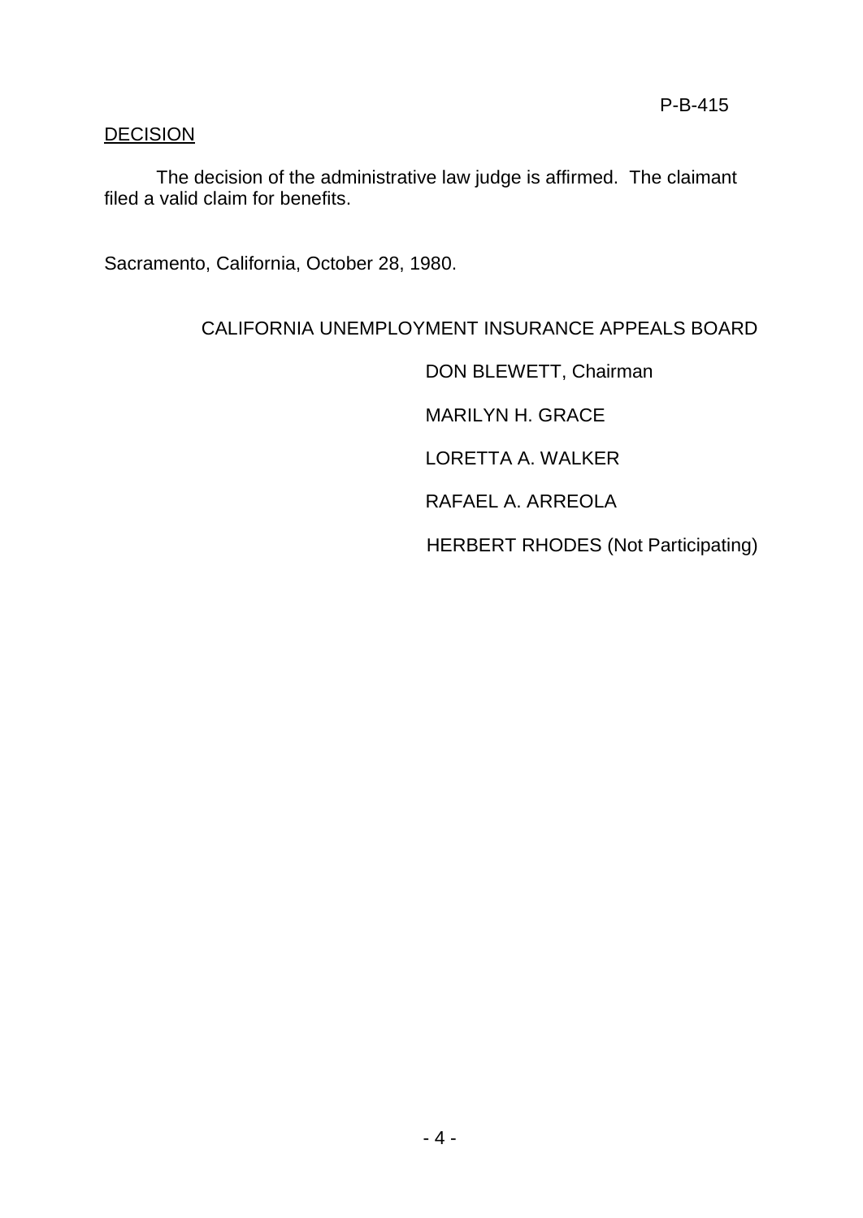## DECISION

The decision of the administrative law judge is affirmed. The claimant filed a valid claim for benefits.

Sacramento, California, October 28, 1980.

CALIFORNIA UNEMPLOYMENT INSURANCE APPEALS BOARD

DON BLEWETT, Chairman

MARILYN H. GRACE

LORETTA A. WALKER

RAFAEL A. ARREOLA

HERBERT RHODES (Not Participating)